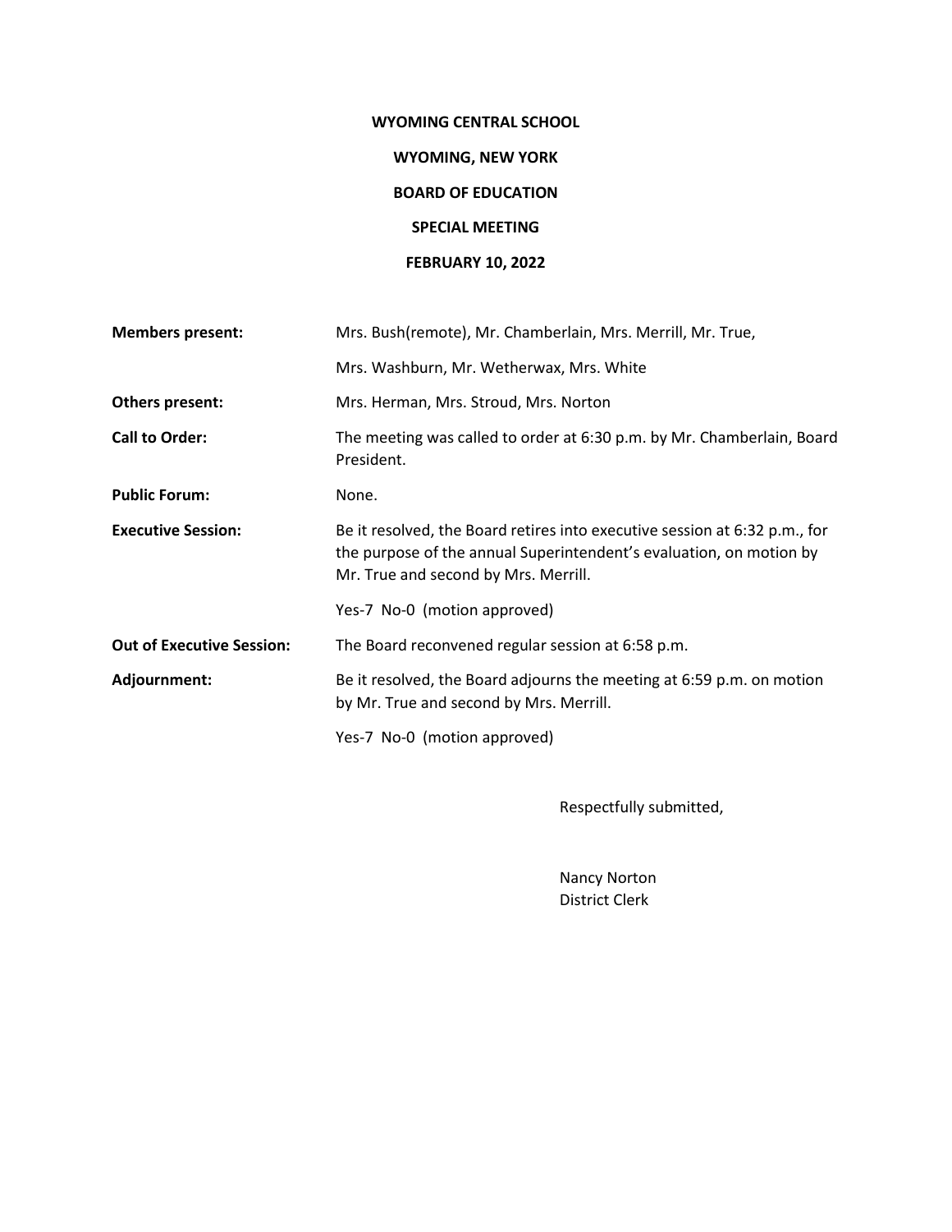# WYOMING CENTRAL SCHOOL

## WYOMING, NEW YORK

## BOARD OF EDUCATION

## SPECIAL MEETING

## FEBRUARY 10, 2022

**Members present:** Mrs. Bush(remote), Mr. Chamberlain, Mrs. Merrill, Mr. True, Mrs. Washburn, Mr. Wetherwax, Mrs. White

**Others present:** Mrs. Herman, Mrs. Stroud, Mrs. Norton

**Call to Order:** The meeting was called to order at 6:30 p.m. by Mr. Chamberlain, Board President.

**Public Forum:** None.

**Executive Session:** Be it resolved, the Board retires into executive session at 6:32 p.m., for the purpose of the annual Superintendent's evaluation, on motion by Mr. True and second by Mrs. Merrill.

Yes-7 No-0 (motion approved)

**Out of Executive Session:** The Board reconvened regular session at 6:58 p.m.

**Adjournment:** Be it resolved, the Board adjourns the meeting at 6:59 p.m. on motion by Mr. True and second by Mrs. Merrill.

Yes-7 No-0 (motion approved)

Respectfully submitted,

Nancy Norton
District Clerk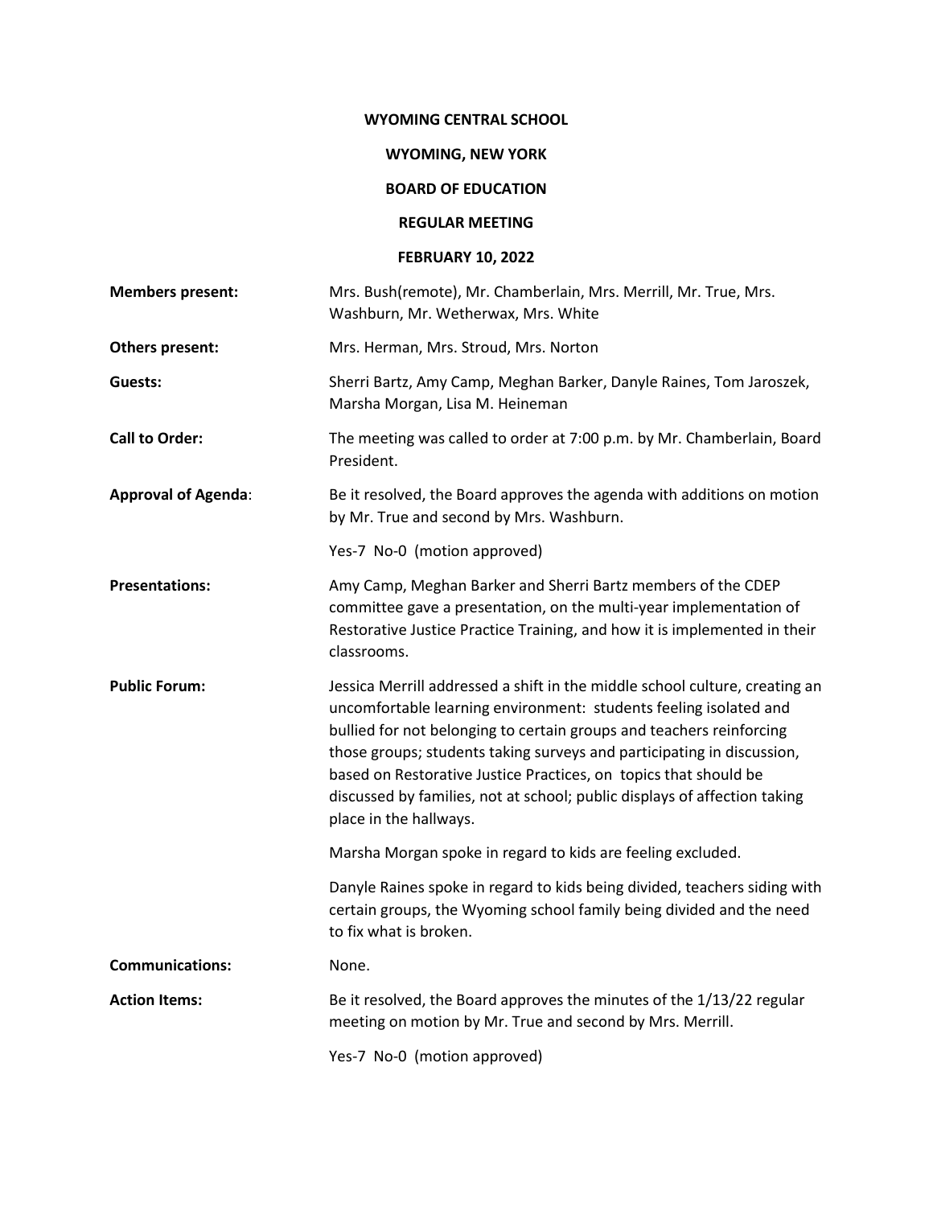**WYOMING CENTRAL SCHOOL**

**WYOMING, NEW YORK**

**BOARD OF EDUCATION**

**REGULAR MEETING**

**FEBRUARY 10, 2022**

**Members present:** Mrs. Bush(remote), Mr. Chamberlain, Mrs. Merrill, Mr. True, Mrs. Washburn, Mr. Wetherwax, Mrs. White

**Others present:** Mrs. Herman, Mrs. Stroud, Mrs. Norton

**Guests:** Sherri Bartz, Amy Camp, Meghan Barker, Danyle Raines, Tom Jaroszek, Marsha Morgan, Lisa M. Heineman

**Call to Order:** The meeting was called to order at 7:00 p.m. by Mr. Chamberlain, Board President.

**Approval of Agenda**: Be it resolved, the Board approves the agenda with additions on motion by Mr. True and second by Mrs. Washburn.

Yes-7 No-0 (motion approved)

**Presentations:** Amy Camp, Meghan Barker and Sherri Bartz members of the CDEP committee gave a presentation, on the multi-year implementation of Restorative Justice Practice Training, and how it is implemented in their classrooms.

**Public Forum:** Jessica Merrill addressed a shift in the middle school culture, creating an uncomfortable learning environment: students feeling isolated and bullied for not belonging to certain groups and teachers reinforcing those groups; students taking surveys and participating in discussion, based on Restorative Justice Practices, on topics that should be discussed by families, not at school; public displays of affection taking place in the hallways.

Marsha Morgan spoke in regard to kids are feeling excluded.

Danyle Raines spoke in regard to kids being divided, teachers siding with certain groups, the Wyoming school family being divided and the need to fix what is broken.

**Communications:** None.

**Action Items:** Be it resolved, the Board approves the minutes of the 1/13/22 regular meeting on motion by Mr. True and second by Mrs. Merrill.

Yes-7 No-0 (motion approved)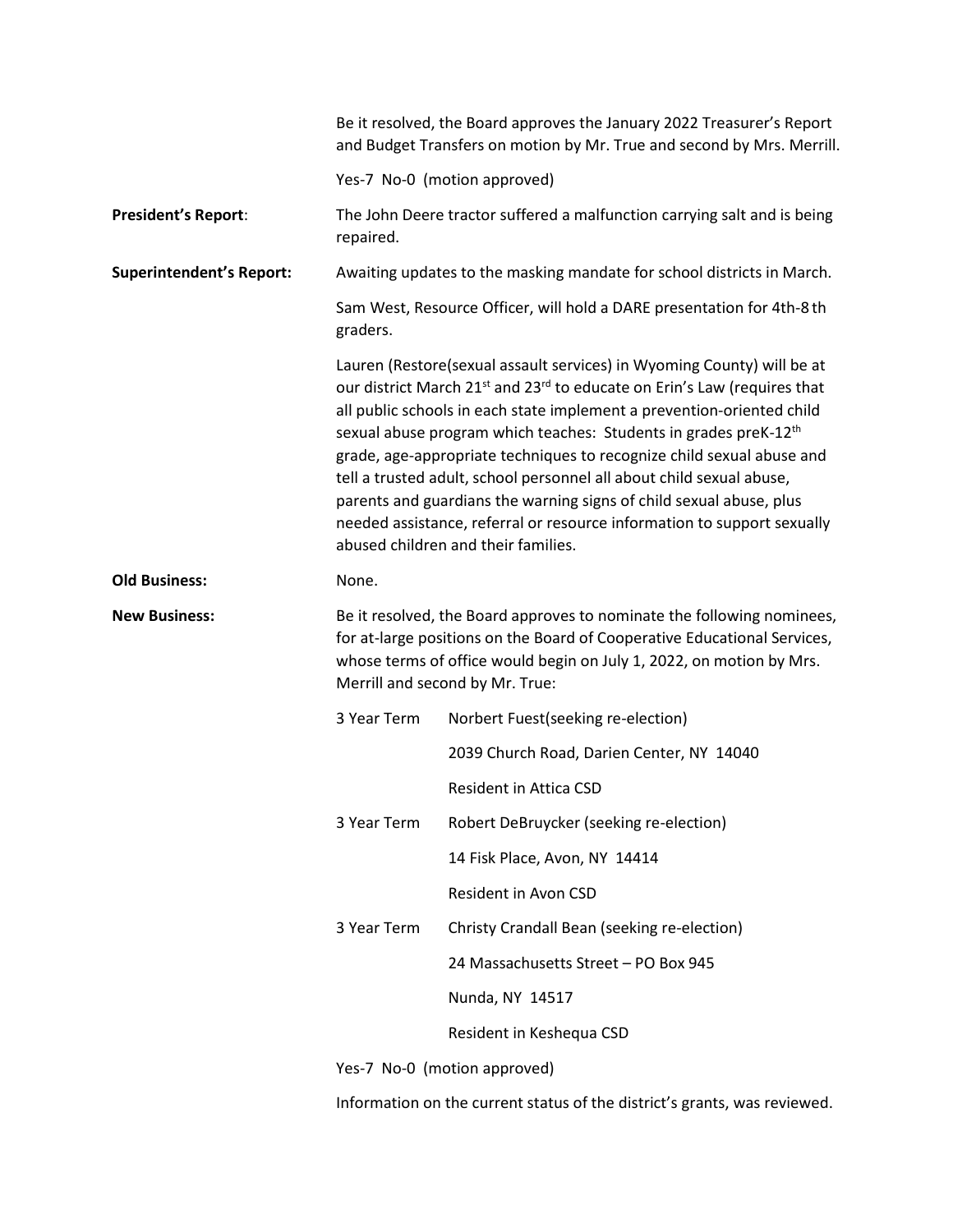Be it resolved, the Board approves the January 2022 Treasurer's Report and Budget Transfers on motion by Mr. True and second by Mrs. Merrill.

Yes-7 No-0 (motion approved)

**President's Report**: The John Deere tractor suffered a malfunction carrying salt and is being repaired.

**Superintendent's Report:** Awaiting updates to the masking mandate for school districts in March.

Sam West, Resource Officer, will hold a DARE presentation for 4th-8 th graders.

Lauren (Restore(sexual assault services) in Wyoming County) will be at our district March 21st and 23rd to educate on Erin's Law (requires that all public schools in each state implement a prevention-oriented child sexual abuse program which teaches: Students in grades preK-12th grade, age-appropriate techniques to recognize child sexual abuse and tell a trusted adult, school personnel all about child sexual abuse, parents and guardians the warning signs of child sexual abuse, plus needed assistance, referral or resource information to support sexually abused children and their families.

**Old Business:** None.

**New Business:** Be it resolved, the Board approves to nominate the following nominees, for at-large positions on the Board of Cooperative Educational Services, whose terms of office would begin on July 1, 2022, on motion by Mrs. Merrill and second by Mr. True:

3 Year Term — Norbert Fuest(seeking re-election)
2039 Church Road, Darien Center, NY 14040
Resident in Attica CSD

3 Year Term — Robert DeBruycker (seeking re-election)
14 Fisk Place, Avon, NY 14414
Resident in Avon CSD

3 Year Term — Christy Crandall Bean (seeking re-election)
24 Massachusetts Street – PO Box 945
Nunda, NY 14517
Resident in Keshequa CSD

Yes-7 No-0 (motion approved)

Information on the current status of the district's grants, was reviewed.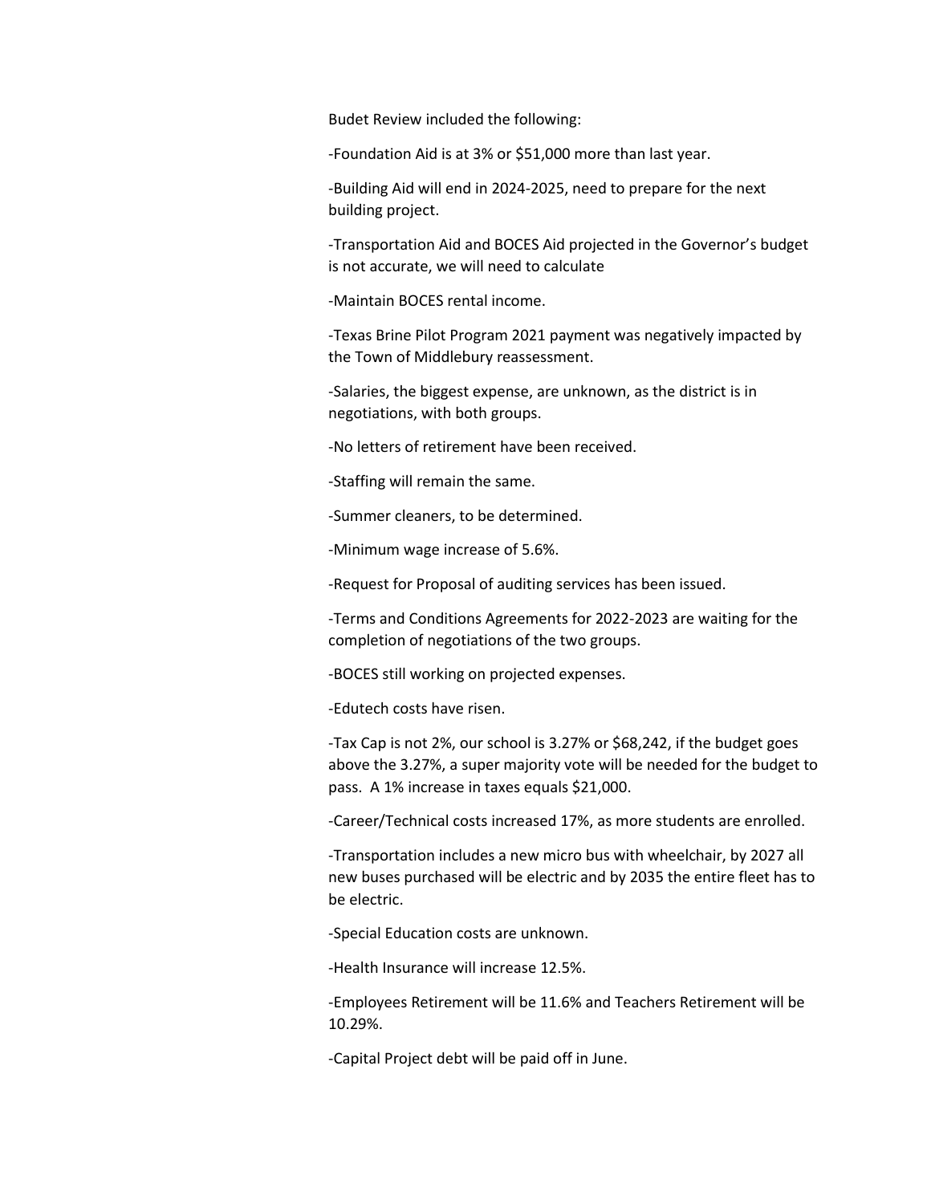Budet Review included the following:

-Foundation Aid is at 3% or $51,000 more than last year.

-Building Aid will end in 2024-2025, need to prepare for the next building project.

-Transportation Aid and BOCES Aid projected in the Governor's budget is not accurate, we will need to calculate

-Maintain BOCES rental income.

-Texas Brine Pilot Program 2021 payment was negatively impacted by the Town of Middlebury reassessment.

-Salaries, the biggest expense, are unknown, as the district is in negotiations, with both groups.

-No letters of retirement have been received.

-Staffing will remain the same.

-Summer cleaners, to be determined.

-Minimum wage increase of 5.6%.

-Request for Proposal of auditing services has been issued.

-Terms and Conditions Agreements for 2022-2023 are waiting for the completion of negotiations of the two groups.

-BOCES still working on projected expenses.

-Edutech costs have risen.

-Tax Cap is not 2%, our school is 3.27% or $68,242, if the budget goes above the 3.27%, a super majority vote will be needed for the budget to pass. A 1% increase in taxes equals $21,000.

-Career/Technical costs increased 17%, as more students are enrolled.

-Transportation includes a new micro bus with wheelchair, by 2027 all new buses purchased will be electric and by 2035 the entire fleet has to be electric.

-Special Education costs are unknown.

-Health Insurance will increase 12.5%.

-Employees Retirement will be 11.6% and Teachers Retirement will be 10.29%.

-Capital Project debt will be paid off in June.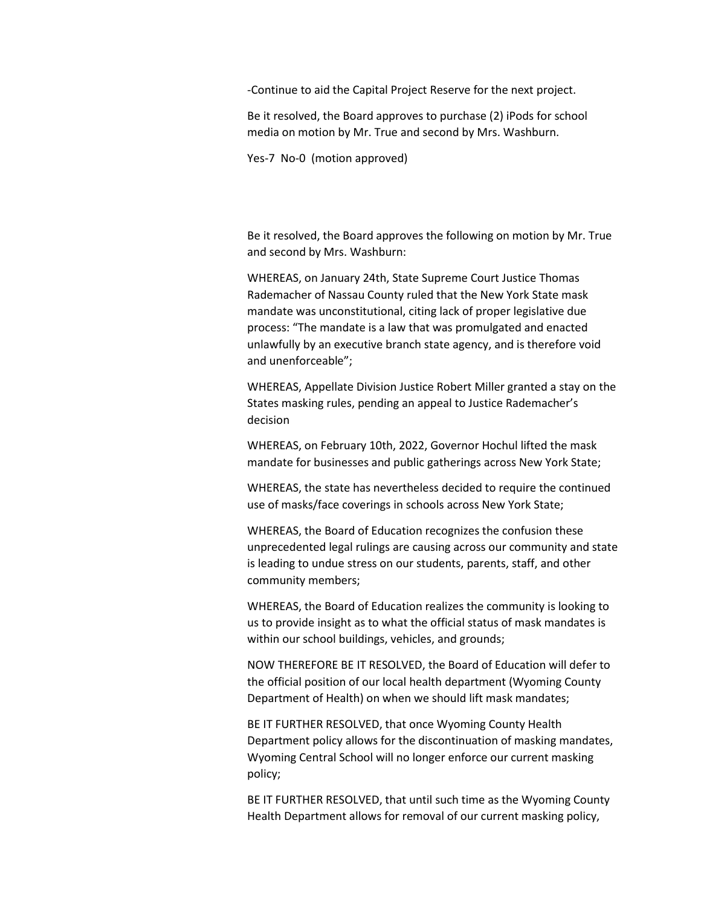-Continue to aid the Capital Project Reserve for the next project.

Be it resolved, the Board approves to purchase (2) iPods for school media on motion by Mr. True and second by Mrs. Washburn.

Yes-7 No-0 (motion approved)

Be it resolved, the Board approves the following on motion by Mr. True and second by Mrs. Washburn:

WHEREAS, on January 24th, State Supreme Court Justice Thomas Rademacher of Nassau County ruled that the New York State mask mandate was unconstitutional, citing lack of proper legislative due process: "The mandate is a law that was promulgated and enacted unlawfully by an executive branch state agency, and is therefore void and unenforceable";

WHEREAS, Appellate Division Justice Robert Miller granted a stay on the States masking rules, pending an appeal to Justice Rademacher's decision

WHEREAS, on February 10th, 2022, Governor Hochul lifted the mask mandate for businesses and public gatherings across New York State;

WHEREAS, the state has nevertheless decided to require the continued use of masks/face coverings in schools across New York State;

WHEREAS, the Board of Education recognizes the confusion these unprecedented legal rulings are causing across our community and state is leading to undue stress on our students, parents, staff, and other community members;

WHEREAS, the Board of Education realizes the community is looking to us to provide insight as to what the official status of mask mandates is within our school buildings, vehicles, and grounds;

NOW THEREFORE BE IT RESOLVED, the Board of Education will defer to the official position of our local health department (Wyoming County Department of Health) on when we should lift mask mandates;

BE IT FURTHER RESOLVED, that once Wyoming County Health Department policy allows for the discontinuation of masking mandates, Wyoming Central School will no longer enforce our current masking policy;

BE IT FURTHER RESOLVED, that until such time as the Wyoming County Health Department allows for removal of our current masking policy,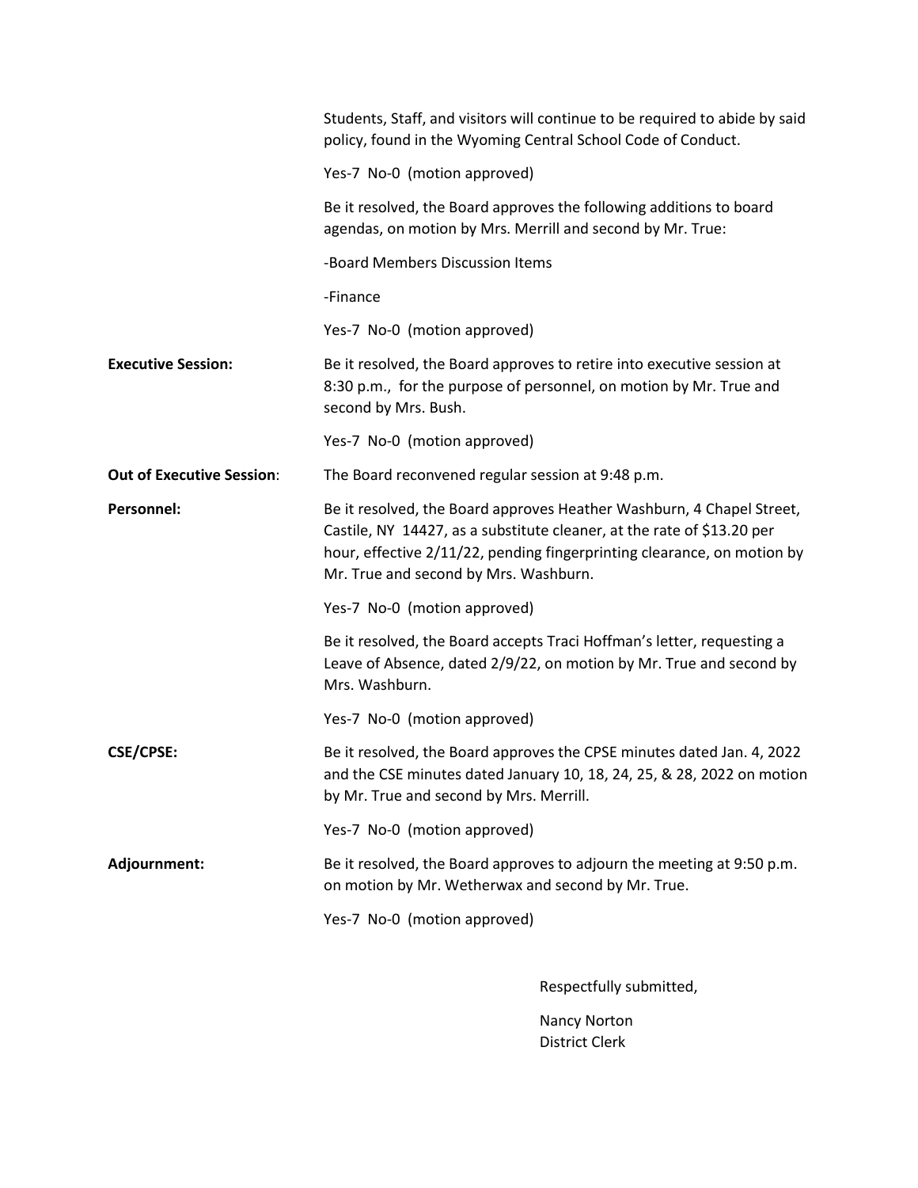Students, Staff, and visitors will continue to be required to abide by said policy, found in the Wyoming Central School Code of Conduct.

Yes-7 No-0 (motion approved)

Be it resolved, the Board approves the following additions to board agendas, on motion by Mrs. Merrill and second by Mr. True:

-Board Members Discussion Items

-Finance

Yes-7 No-0 (motion approved)

**Executive Session:** Be it resolved, the Board approves to retire into executive session at 8:30 p.m., for the purpose of personnel, on motion by Mr. True and second by Mrs. Bush.

Yes-7 No-0 (motion approved)

**Out of Executive Session:** The Board reconvened regular session at 9:48 p.m.

**Personnel:** Be it resolved, the Board approves Heather Washburn, 4 Chapel Street, Castile, NY 14427, as a substitute cleaner, at the rate of $13.20 per hour, effective 2/11/22, pending fingerprinting clearance, on motion by Mr. True and second by Mrs. Washburn.

Yes-7 No-0 (motion approved)

Be it resolved, the Board accepts Traci Hoffman's letter, requesting a Leave of Absence, dated 2/9/22, on motion by Mr. True and second by Mrs. Washburn.

Yes-7 No-0 (motion approved)

**CSE/CPSE:** Be it resolved, the Board approves the CPSE minutes dated Jan. 4, 2022 and the CSE minutes dated January 10, 18, 24, 25, & 28, 2022 on motion by Mr. True and second by Mrs. Merrill.

Yes-7 No-0 (motion approved)

**Adjournment:** Be it resolved, the Board approves to adjourn the meeting at 9:50 p.m. on motion by Mr. Wetherwax and second by Mr. True.

Yes-7 No-0 (motion approved)

Respectfully submitted,

Nancy Norton
District Clerk